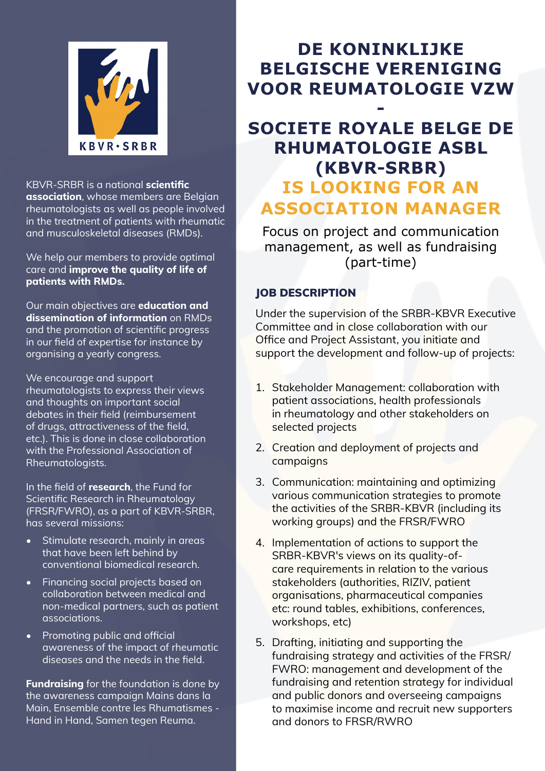KBVR-SRBR is a national **scientific association**, whose members are Belgian rheumatologists as well as people involved in the treatment of patients with rheumatic and musculoskeletal diseases (RMDs).

We help our members to provide optimal care and **improve the quality of life of patients with RMDs.**

Our main objectives are **education and dissemination of information** on RMDs and the promotion of scientific progress in our field of expertise for instance by organising a yearly congress.

We encourage and support rheumatologists to express their views and thoughts on important social debates in their field (reimbursement of drugs, attractiveness of the field, etc.). This is done in close collaboration with the Professional Association of Rheumatologists.

In the field of **research**, the Fund for Scientific Research in Rheumatology (FRSR/FWRO), as a part of KBVR-SRBR, has several missions:

- Stimulate research, mainly in areas that have been left behind by conventional biomedical research.
- Financing social projects based on collaboration between medical and non-medical partners, such as patient associations.
- Promoting public and official awareness of the impact of rheumatic diseases and the needs in the field.

**Fundraising** for the foundation is done by the awareness campaign Mains dans la Main, Ensemble contre les Rhumatismes - Hand in Hand, Samen tegen Reuma.

# DE KONINKLIJKE BELGISCHE VERENIGING VOOR REUMATOLOGIE VZW - SOCIETE ROYALE BELGE DE RHUMATOLOGIE ASBL (KBVR-SRBR) IS LOOKING FOR AN ASSOCIATION MANAGER

Focus on project and communication management, as well as fundraising (part-time)

## JOB DESCRIPTION

Under the supervision of the SRBR-KBVR Executive Committee and in close collaboration with our Office and Project Assistant, you initiate and support the development and follow-up of projects:

1. Stakeholder Management: collaboration with patient associations, health professionals in rheumatology and other stakeholders on selected projects
2. Creation and deployment of projects and campaigns
3. Communication: maintaining and optimizing various communication strategies to promote the activities of the SRBR-KBVR (including its working groups) and the FRSR/FWRO
4. Implementation of actions to support the SRBR-KBVR's views on its quality-of-care requirements in relation to the various stakeholders (authorities, RIZIV, patient organisations, pharmaceutical companies etc: round tables, exhibitions, conferences, workshops, etc)
5. Drafting, initiating and supporting the fundraising strategy and activities of the FRSR/FWRO: management and development of the fundraising and retention strategy for individual and public donors and overseeing campaigns to maximise income and recruit new supporters and donors to FRSR/RWRO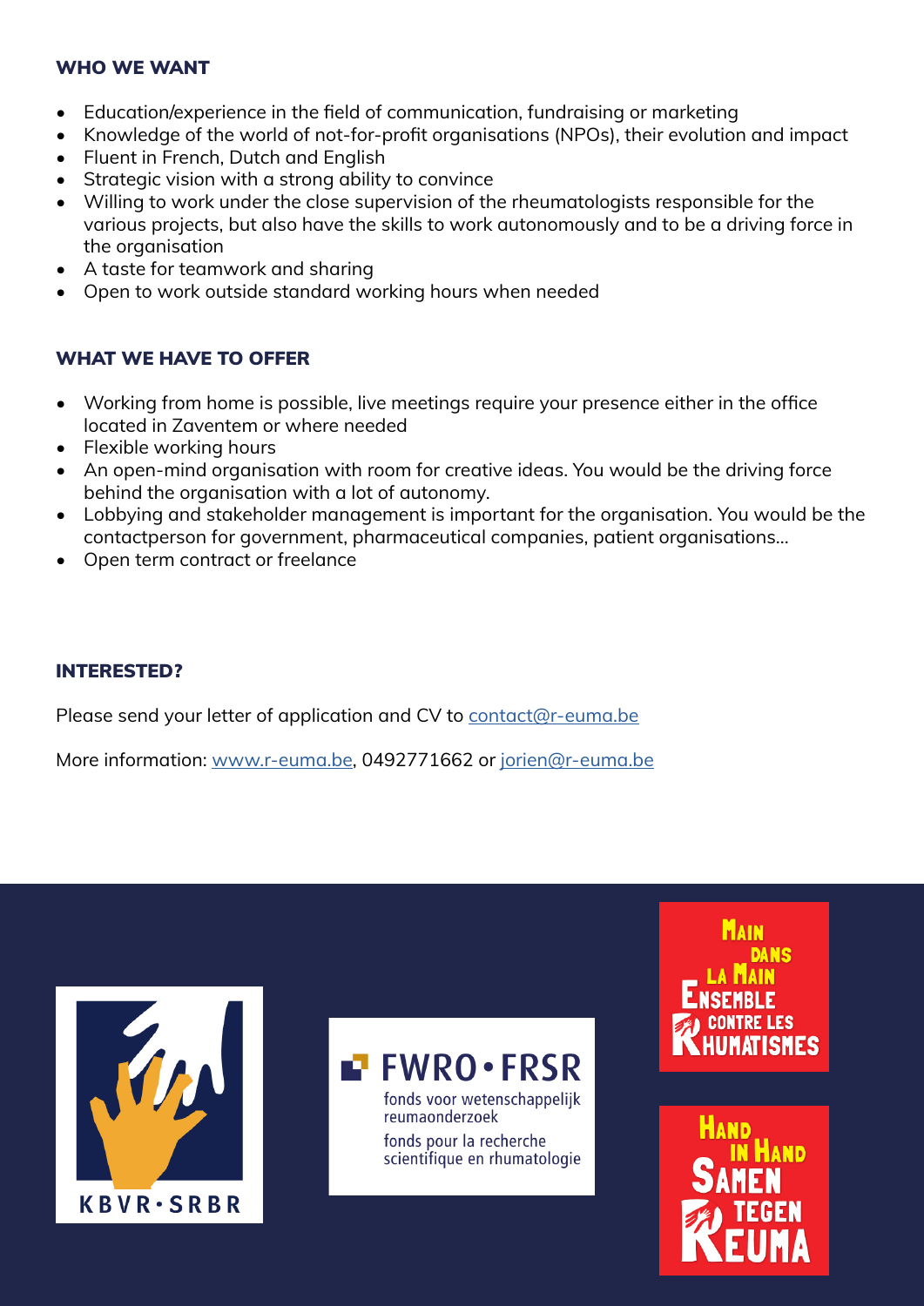### WHO WE WANT

- Education/experience in the field of communication, fundraising or marketing
- Knowledge of the world of not-for-profit organisations (NPOs), their evolution and impact
- Fluent in French, Dutch and English
- Strategic vision with a strong ability to convince
- Willing to work under the close supervision of the rheumatologists responsible for the various projects, but also have the skills to work autonomously and to be a driving force in the organisation
- A taste for teamwork and sharing
- Open to work outside standard working hours when needed

### WHAT WE HAVE TO OFFER

- Working from home is possible, live meetings require your presence either in the office located in Zaventem or where needed
- Flexible working hours
- An open-mind organisation with room for creative ideas. You would be the driving force behind the organisation with a lot of autonomy.
- Lobbying and stakeholder management is important for the organisation. You would be the contactperson for government, pharmaceutical companies, patient organisations...
- Open term contract or freelance

### INTERESTED?

Please send your letter of application and CV to contact@r-euma.be

More information: www.r-euma.be, 0492771662 or jorien@r-euma.be

KBVR·SRBR

FWRO • FRSR
fonds voor wetenschappelijk reumaonderzoek
fonds pour la recherche scientifique en rhumatologie

Main dans la Main Ensemble contre les Rhumatismes

Hand in Hand Samen tegen Reuma